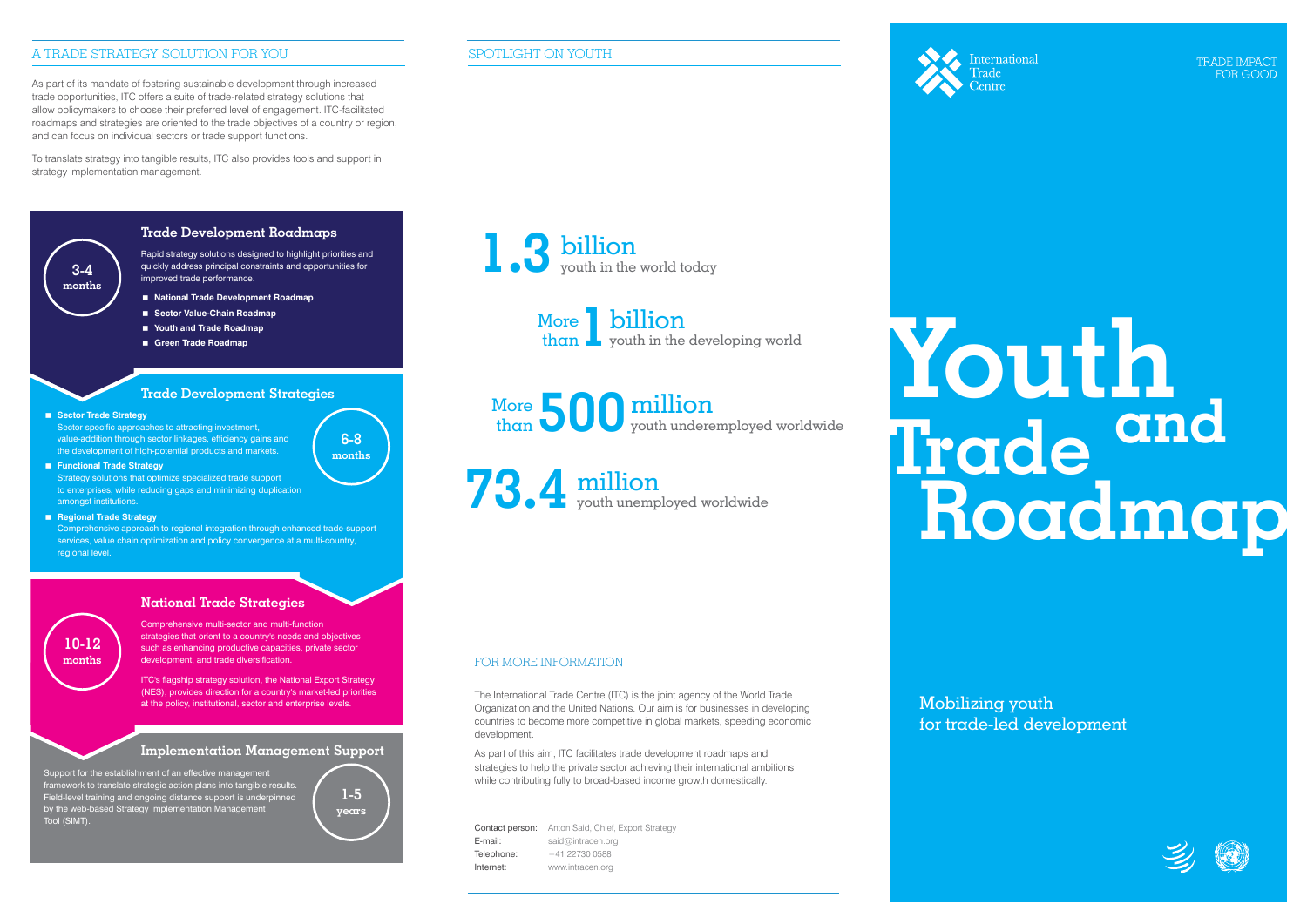## A TRADE STRATEGY SOLUTION FOR YOU

As part of its mandate of fostering sustainable development through increased trade opportunities, ITC offers a suite of trade-related strategy solutions that allow policymakers to choose their preferred level of engagement. ITC-facilitated roadmaps and strategies are oriented to the trade objectives of a country or region, and can focus on individual sectors or trade support functions.

To translate strategy into tangible results, ITC also provides tools and support in strategy implementation management.

### Trade Development Roadmaps

**3-4 months**

Rapid strategy solutions designed to highlight priorities and quickly address principal constraints and opportunities for improved trade performance.

- **National Trade Development Roadmap**
- **Sector Value-Chain Roadmap**
- **Youth and Trade Roadmap**
- **Green Trade Roadmap**

### Trade Development Strategies

**6-8 months**

- **Sector Trade Strategy**
  Sector specific approaches to attracting investment, value-addition through sector linkages, efficiency gains and the development of high-potential products and markets.
- **Functional Trade Strategy**
  Strategy solutions that optimize specialized trade support to enterprises, while reducing gaps and minimizing duplication amongst institutions.
- **Regional Trade Strategy**
  Comprehensive approach to regional integration through enhanced trade-support services, value chain optimization and policy convergence at a multi-country, regional level.

### National Trade Strategies

**10-12 months**

Comprehensive multi-sector and multi-function strategies that orient to a country's needs and objectives such as enhancing productive capacities, private sector development, and trade diversification.

ITC's flagship strategy solution, the National Export Strategy (NES), provides direction for a country's market-led priorities at the policy, institutional, sector and enterprise levels.

### Implementation Management Support

**1-5 years**

Support for the establishment of an effective management framework to translate strategic action plans into tangible results. Field-level training and ongoing distance support is underpinned by the web-based Strategy Implementation Management Tool (SIMT).

## SPOTLIGHT ON YOUTH

**1.3** billion youth in the world today

More than **1** billion youth in the developing world

More than **500** million youth underemployed worldwide

**73.4** million youth unemployed worldwide

## FOR MORE INFORMATION

The International Trade Centre (ITC) is the joint agency of the World Trade Organization and the United Nations. Our aim is for businesses in developing countries to become more competitive in global markets, speeding economic development.

As part of this aim, ITC facilitates trade development roadmaps and strategies to help the private sector achieving their international ambitions while contributing fully to broad-based income growth domestically.

Contact person: Anton Said, Chief, Export Strategy
E-mail: said@intracen.org
Telephone: +41 22730 0588
Internet: www.intracen.org

International Trade Centre

TRADE IMPACT FOR GOOD

# Youth and Trade Roadmap

Mobilizing youth for trade-led development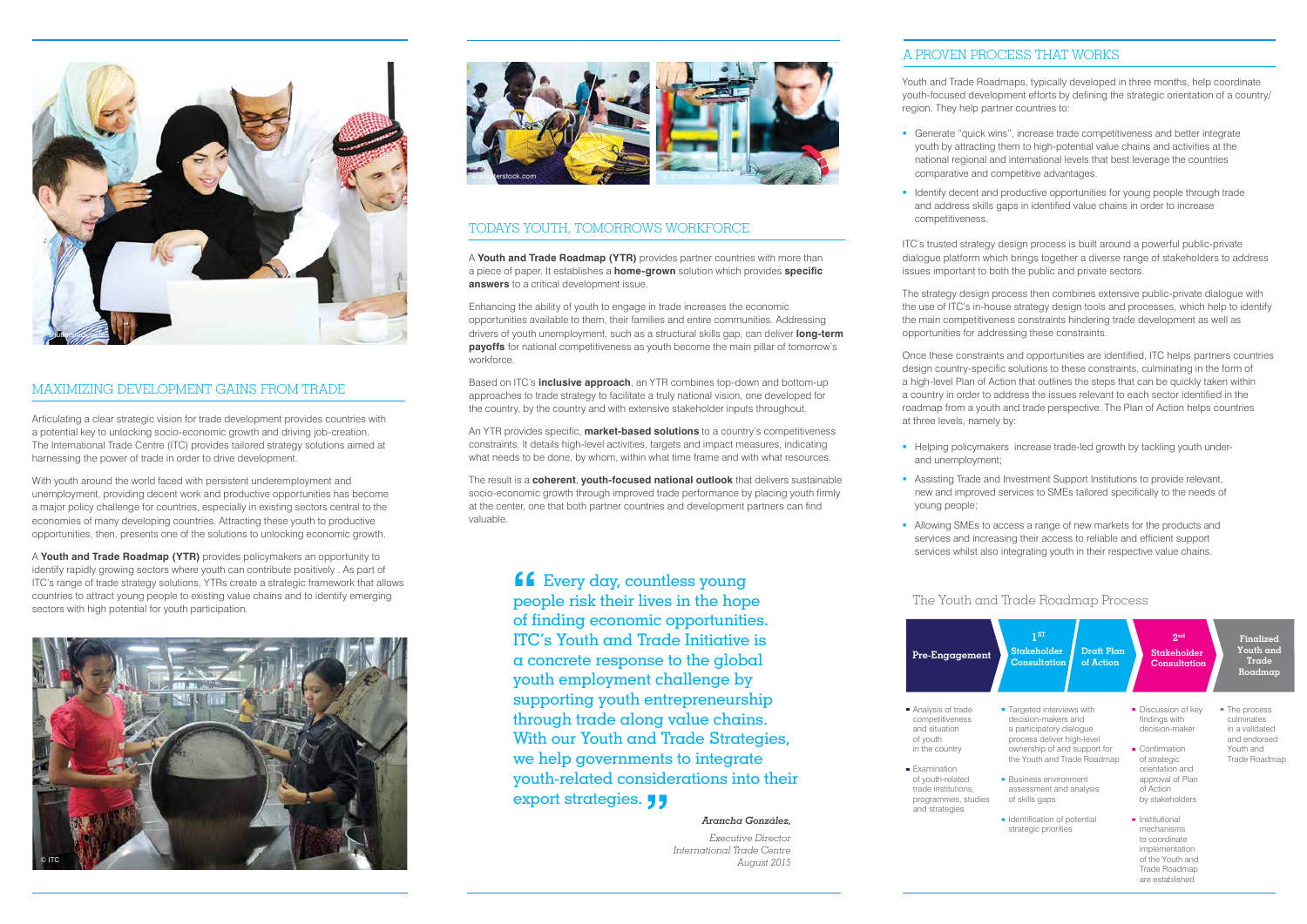## MAXIMIZING DEVELOPMENT GAINS FROM TRADE

Articulating a clear strategic vision for trade development provides countries with a potential key to unlocking socio-economic growth and driving job-creation. The International Trade Centre (ITC) provides tailored strategy solutions aimed at harnessing the power of trade in order to drive development.

With youth around the world faced with persistent underemployment and unemployment, providing decent work and productive opportunities has become a major policy challenge for countries, especially in existing sectors central to the economies of many developing countries. Attracting these youth to productive opportunities, then, presents one of the solutions to unlocking economic growth.

A **Youth and Trade Roadmap (YTR)** provides policymakers an opportunity to identify rapidly growing sectors where youth can contribute positively . As part of ITC's range of trade strategy solutions, YTRs create a strategic framework that allows countries to attract young people to existing value chains and to identify emerging sectors with high potential for youth participation.

© ITC

## TODAYS YOUTH, TOMORROWS WORKFORCE

A **Youth and Trade Roadmap (YTR)** provides partner countries with more than a piece of paper. It establishes a **home-grown** solution which provides **specific answers** to a critical development issue.

Enhancing the ability of youth to engage in trade increases the economic opportunities available to them, their families and entire communities. Addressing drivers of youth unemployment, such as a structural skills gap, can deliver **long-term payoffs** for national competitiveness as youth become the main pillar of tomorrow's workforce.

Based on ITC's **inclusive approach**, an YTR combines top-down and bottom-up approaches to trade strategy to facilitate a truly national vision, one developed for the country, by the country and with extensive stakeholder inputs throughout.

An YTR provides specific, **market-based solutions** to a country's competitiveness constraints. It details high-level activities, targets and impact measures, indicating what needs to be done, by whom, within what time frame and with what resources.

The result is a **coherent**, **youth-focused national outlook** that delivers sustainable socio-economic growth through improved trade performance by placing youth firmly at the center, one that both partner countries and development partners can find valuable.

> "Every day, countless young people risk their lives in the hope of finding economic opportunities. ITC's Youth and Trade Initiative is a concrete response to the global youth employment challenge by supporting youth entrepreneurship through trade along value chains. With our Youth and Trade Strategies, we help governments to integrate youth-related considerations into their export strategies."
>
> ***Arancha González,***
>
> *Executive Director*
> *International Trade Centre*
> *August 2015*

## A PROVEN PROCESS THAT WORKS

Youth and Trade Roadmaps, typically developed in three months, help coordinate youth-focused development efforts by defining the strategic orientation of a country/ region. They help partner countries to:

- Generate "quick wins", increase trade competitiveness and better integrate youth by attracting them to high-potential value chains and activities at the national regional and international levels that best leverage the countries comparative and competitive advantages.
- Identify decent and productive opportunities for young people through trade and address skills gaps in identified value chains in order to increase competitiveness.

ITC's trusted strategy design process is built around a powerful public-private dialogue platform which brings together a diverse range of stakeholders to address issues important to both the public and private sectors.

The strategy design process then combines extensive public-private dialogue with the use of ITC's in-house strategy design tools and processes, which help to identify the main competitiveness constraints hindering trade development as well as opportunities for addressing these constraints.

Once these constraints and opportunities are identified, ITC helps partners countries design country-specific solutions to these constraints, culminating in the form of a high-level Plan of Action that outlines the steps that can be quickly taken within a country in order to address the issues relevant to each sector identified in the roadmap from a youth and trade perspective. The Plan of Action helps countries at three levels, namely by:

- Helping policymakers increase trade-led growth by tackling youth under- and unemployment;
- Assisting Trade and Investment Support Institutions to provide relevant, new and improved services to SMEs tailored specifically to the needs of young people;
- Allowing SMEs to access a range of new markets for the products and services and increasing their access to reliable and efficient support services whilst also integrating youth in their respective value chains.

### The Youth and Trade Roadmap Process

**Pre-Engagement**
- Analysis of trade competitiveness and situation of youth in the country
- Examination of youth-related trade institutions, programmes, studies and strategies

**1st Stakeholder Consultation** / **Draft Plan of Action**
- Targeted interviews with decision-makers and a participatory dialogue process deliver high-level ownership of and support for the Youth and Trade Roadmap
- Business environment assessment and analysis of skills gaps
- Identification of potential strategic priorities

**2nd Stakeholder Consultation**
- Discussion of key findings with decision-maker
- Confirmation of strategic orientation and approval of Plan of Action by stakeholders
- Institutional mechanisms to coordinate implementation of the Youth and Trade Roadmap are established

**Finalized Youth and Trade Roadmap**
- The process culminates in a validated and endorsed Youth and Trade Roadmap